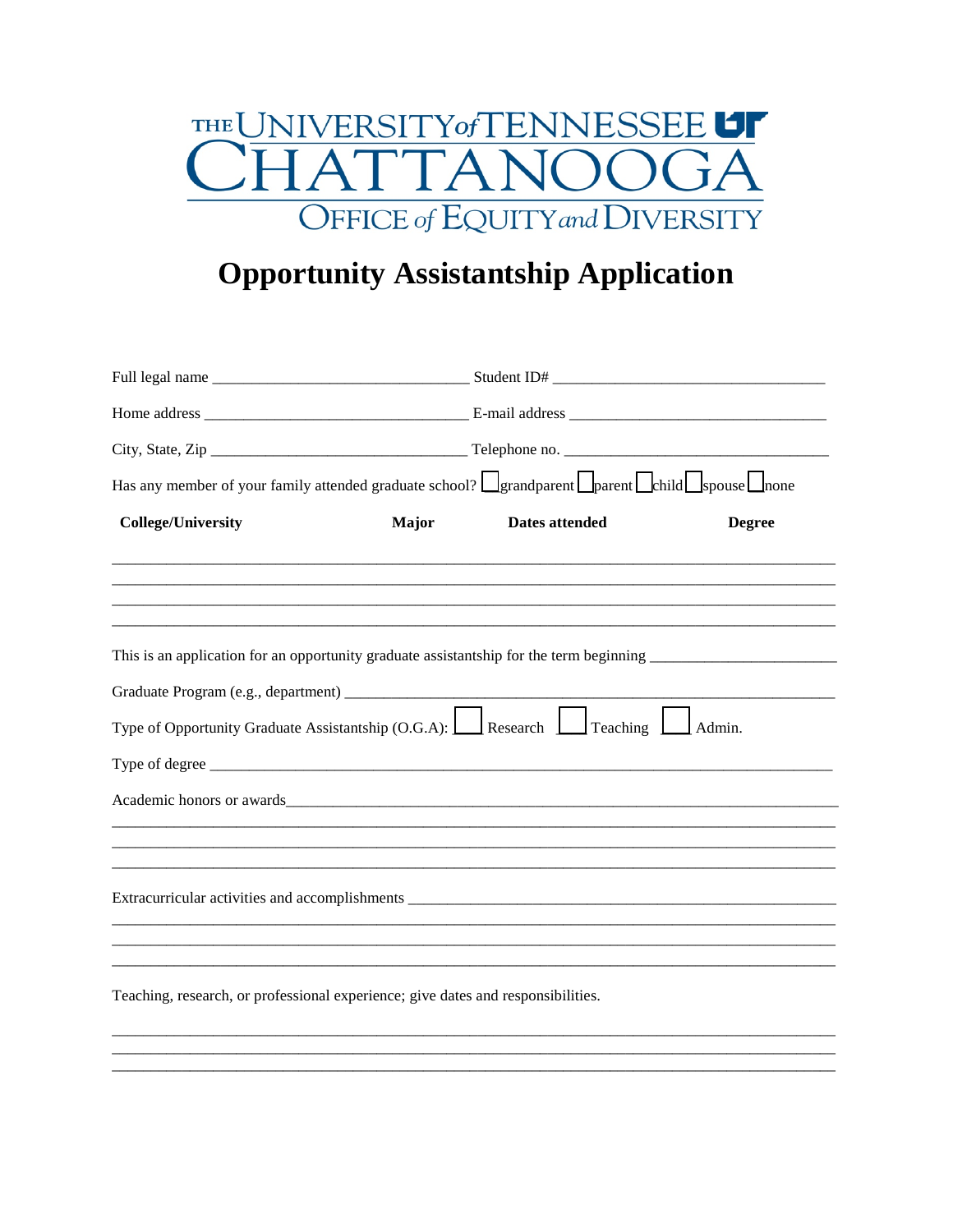THE UNIVERSITY of TENNESSEE UT
CHATTANOOGA
OFFICE of EQUITY and DIVERSITY

# Opportunity Assistantship Application

Full legal name ________________________________ Student ID# __________________________________

Home address ________________________________ E-mail address ________________________________

City, State, Zip ________________________________ Telephone no. ________________________________

Has any member of your family attended graduate school? ☐ grandparent ☐ parent ☐ child ☐ spouse ☐ none

| College/University | Major | Dates attended | Degree |
|---|---|---|---|
| | | | |
| | | | |
| | | | |
| | | | |

This is an application for an opportunity graduate assistantship for the term beginning ______________________

Graduate Program (e.g., department) ____________________________________________________________

Type of Opportunity Graduate Assistantship (O.G.A): ☐ Research ☐ Teaching ☐ Admin.

Type of degree ______________________________________________________________________________

Academic honors or awards_____________________________________________________________________

_________________________________________________________________________________________

_________________________________________________________________________________________

_________________________________________________________________________________________

Extracurricular activities and accomplishments ______________________________________________________

_________________________________________________________________________________________

_________________________________________________________________________________________

_________________________________________________________________________________________

Teaching, research, or professional experience; give dates and responsibilities.

_________________________________________________________________________________________

_________________________________________________________________________________________

_________________________________________________________________________________________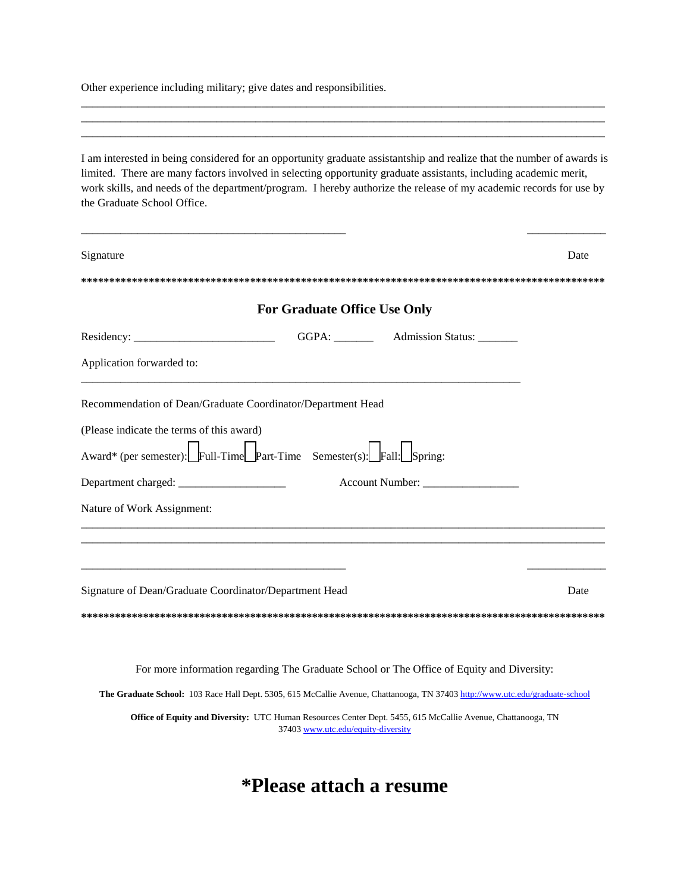Other experience including military; give dates and responsibilities.

_____________________________________________________________________________________
_____________________________________________________________________________________
_____________________________________________________________________________________

I am interested in being considered for an opportunity graduate assistantship and realize that the number of awards is limited. There are many factors involved in selecting opportunity graduate assistants, including academic merit, work skills, and needs of the department/program. I hereby authorize the release of my academic records for use by the Graduate School Office.

_____________________________________________ _____________

Signature Date

**************************************************************************************************

## For Graduate Office Use Only

Residency: ________________________ GGPA: _______ Admission Status: _______

Application forwarded to:

___________________________________________________________________________

Recommendation of Dean/Graduate Coordinator/Department Head

(Please indicate the terms of this award)

Award* (per semester): ☐ Full-Time ☐ Part-Time Semester(s): ☐ Fall: ☐ Spring:

Department charged: ___________________ Account Number: _________________

Nature of Work Assignment:

_____________________________________________________________________________________
_____________________________________________________________________________________

_____________________________________________ _____________

Signature of Dean/Graduate Coordinator/Department Head Date

**************************************************************************************************

For more information regarding The Graduate School or The Office of Equity and Diversity:

**The Graduate School:** 103 Race Hall Dept. 5305, 615 McCallie Avenue, Chattanooga, TN 37403 http://www.utc.edu/graduate-school

**Office of Equity and Diversity:** UTC Human Resources Center Dept. 5455, 615 McCallie Avenue, Chattanooga, TN 37403 www.utc.edu/equity-diversity

# *Please attach a resume